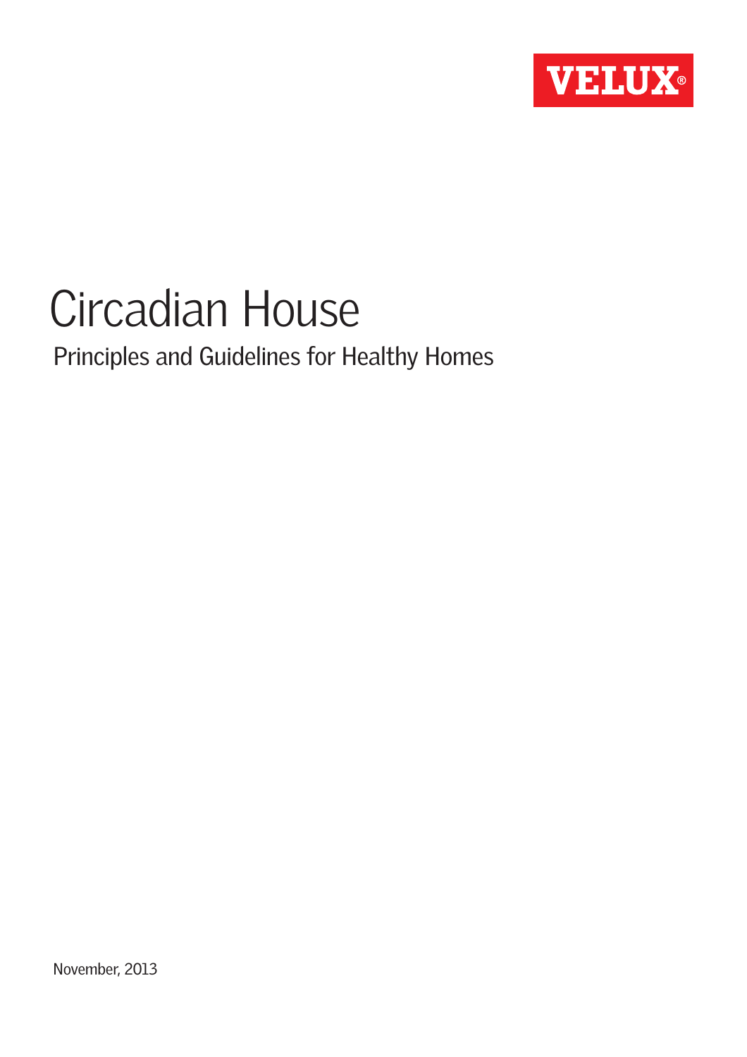VELUX®

# Circadian House

## Principles and Guidelines for Healthy Homes

November, 2013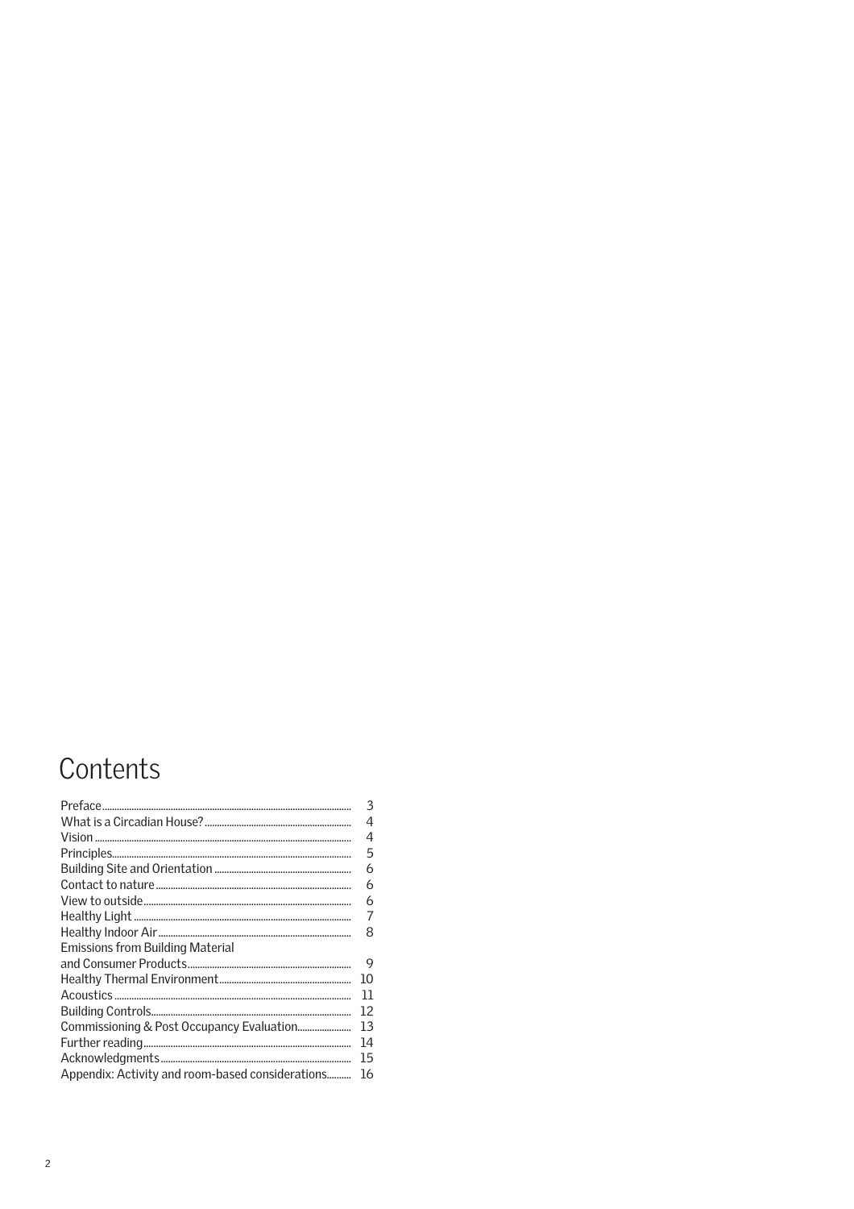# Contents

| | |
|---|---|
| Preface | 3 |
| What is a Circadian House? | 4 |
| Vision | 4 |
| Principles | 5 |
| Building Site and Orientation | 6 |
| Contact to nature | 6 |
| View to outside | 6 |
| Healthy Light | 7 |
| Healthy Indoor Air | 8 |
| Emissions from Building Material and Consumer Products | 9 |
| Healthy Thermal Environment | 10 |
| Acoustics | 11 |
| Building Controls | 12 |
| Commissioning & Post Occupancy Evaluation | 13 |
| Further reading | 14 |
| Acknowledgments | 15 |
| Appendix: Activity and room-based considerations | 16 |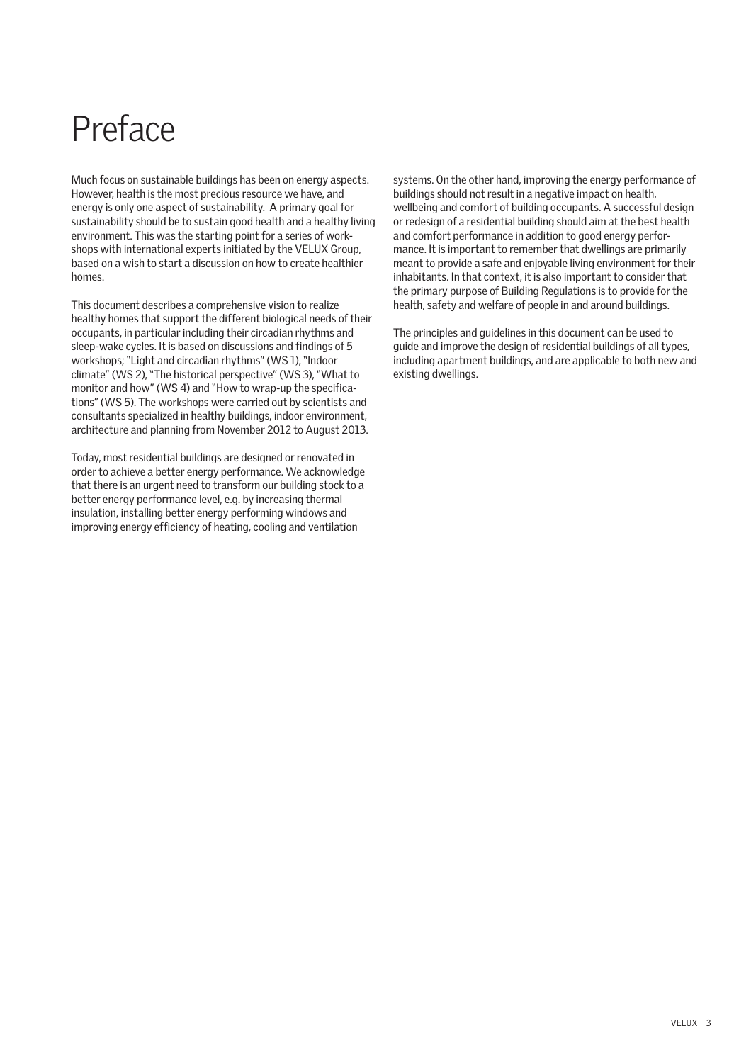# Preface

Much focus on sustainable buildings has been on energy aspects. However, health is the most precious resource we have, and energy is only one aspect of sustainability. A primary goal for sustainability should be to sustain good health and a healthy living environment. This was the starting point for a series of workshops with international experts initiated by the VELUX Group, based on a wish to start a discussion on how to create healthier homes.

This document describes a comprehensive vision to realize healthy homes that support the different biological needs of their occupants, in particular including their circadian rhythms and sleep-wake cycles. It is based on discussions and findings of 5 workshops; "Light and circadian rhythms" (WS 1), "Indoor climate" (WS 2), "The historical perspective" (WS 3), "What to monitor and how" (WS 4) and "How to wrap-up the specifications" (WS 5). The workshops were carried out by scientists and consultants specialized in healthy buildings, indoor environment, architecture and planning from November 2012 to August 2013.

Today, most residential buildings are designed or renovated in order to achieve a better energy performance. We acknowledge that there is an urgent need to transform our building stock to a better energy performance level, e.g. by increasing thermal insulation, installing better energy performing windows and improving energy efficiency of heating, cooling and ventilation systems. On the other hand, improving the energy performance of buildings should not result in a negative impact on health, wellbeing and comfort of building occupants. A successful design or redesign of a residential building should aim at the best health and comfort performance in addition to good energy performance. It is important to remember that dwellings are primarily meant to provide a safe and enjoyable living environment for their inhabitants. In that context, it is also important to consider that the primary purpose of Building Regulations is to provide for the health, safety and welfare of people in and around buildings.

The principles and guidelines in this document can be used to guide and improve the design of residential buildings of all types, including apartment buildings, and are applicable to both new and existing dwellings.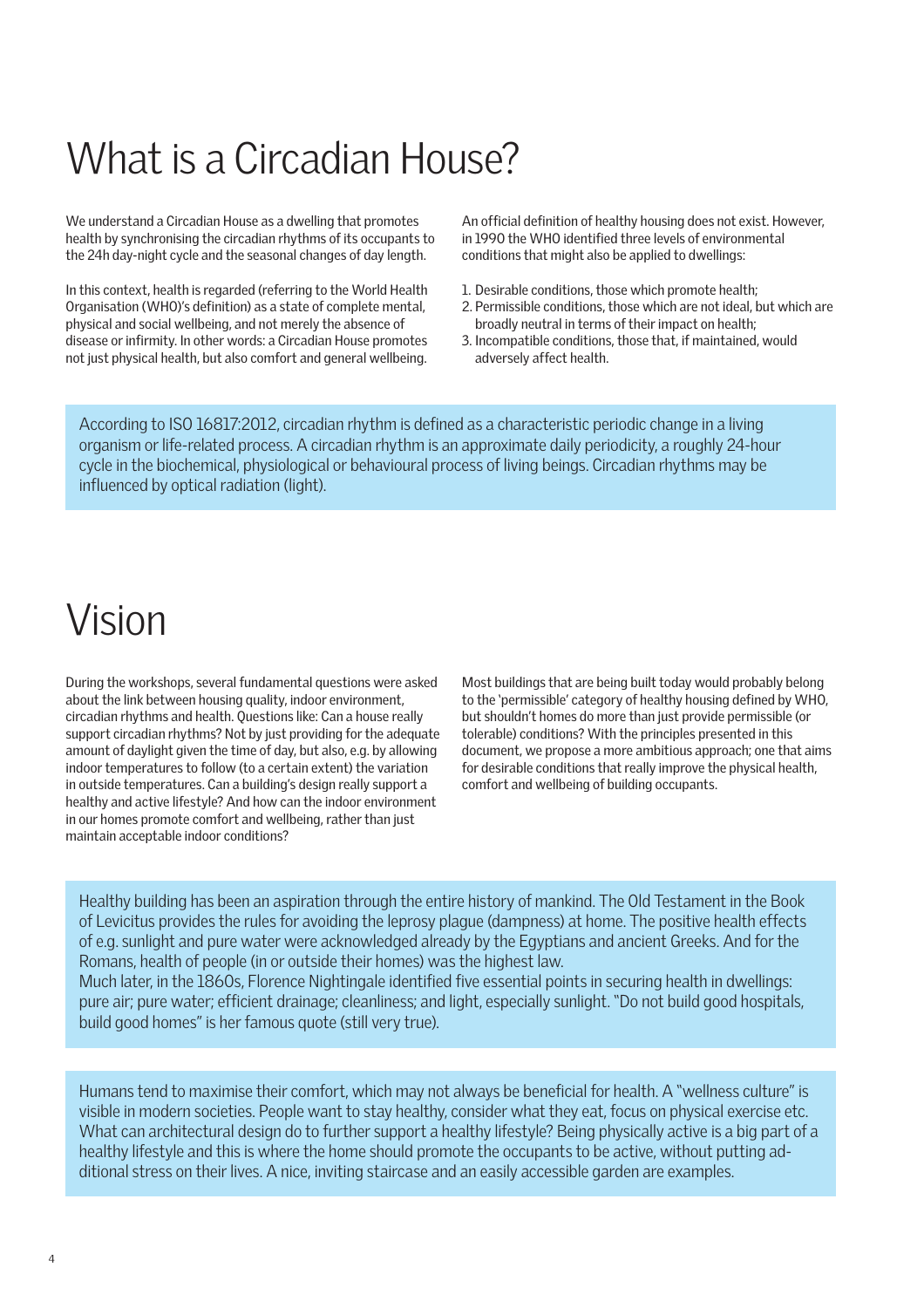# What is a Circadian House?

We understand a Circadian House as a dwelling that promotes health by synchronising the circadian rhythms of its occupants to the 24h day-night cycle and the seasonal changes of day length.

In this context, health is regarded (referring to the World Health Organisation (WHO)'s definition) as a state of complete mental, physical and social wellbeing, and not merely the absence of disease or infirmity. In other words: a Circadian House promotes not just physical health, but also comfort and general wellbeing.

An official definition of healthy housing does not exist. However, in 1990 the WHO identified three levels of environmental conditions that might also be applied to dwellings:

1. Desirable conditions, those which promote health;
2. Permissible conditions, those which are not ideal, but which are broadly neutral in terms of their impact on health;
3. Incompatible conditions, those that, if maintained, would adversely affect health.

According to ISO 16817:2012, circadian rhythm is defined as a characteristic periodic change in a living organism or life-related process. A circadian rhythm is an approximate daily periodicity, a roughly 24-hour cycle in the biochemical, physiological or behavioural process of living beings. Circadian rhythms may be influenced by optical radiation (light).

# Vision

During the workshops, several fundamental questions were asked about the link between housing quality, indoor environment, circadian rhythms and health. Questions like: Can a house really support circadian rhythms? Not by just providing for the adequate amount of daylight given the time of day, but also, e.g. by allowing indoor temperatures to follow (to a certain extent) the variation in outside temperatures. Can a building's design really support a healthy and active lifestyle? And how can the indoor environment in our homes promote comfort and wellbeing, rather than just maintain acceptable indoor conditions?

Most buildings that are being built today would probably belong to the 'permissible' category of healthy housing defined by WHO, but shouldn't homes do more than just provide permissible (or tolerable) conditions? With the principles presented in this document, we propose a more ambitious approach; one that aims for desirable conditions that really improve the physical health, comfort and wellbeing of building occupants.

Healthy building has been an aspiration through the entire history of mankind. The Old Testament in the Book of Levicitus provides the rules for avoiding the leprosy plague (dampness) at home. The positive health effects of e.g. sunlight and pure water were acknowledged already by the Egyptians and ancient Greeks. And for the Romans, health of people (in or outside their homes) was the highest law.
Much later, in the 1860s, Florence Nightingale identified five essential points in securing health in dwellings: pure air; pure water; efficient drainage; cleanliness; and light, especially sunlight. "Do not build good hospitals, build good homes" is her famous quote (still very true).

Humans tend to maximise their comfort, which may not always be beneficial for health. A "wellness culture" is visible in modern societies. People want to stay healthy, consider what they eat, focus on physical exercise etc. What can architectural design do to further support a healthy lifestyle? Being physically active is a big part of a healthy lifestyle and this is where the home should promote the occupants to be active, without putting additional stress on their lives. A nice, inviting staircase and an easily accessible garden are examples.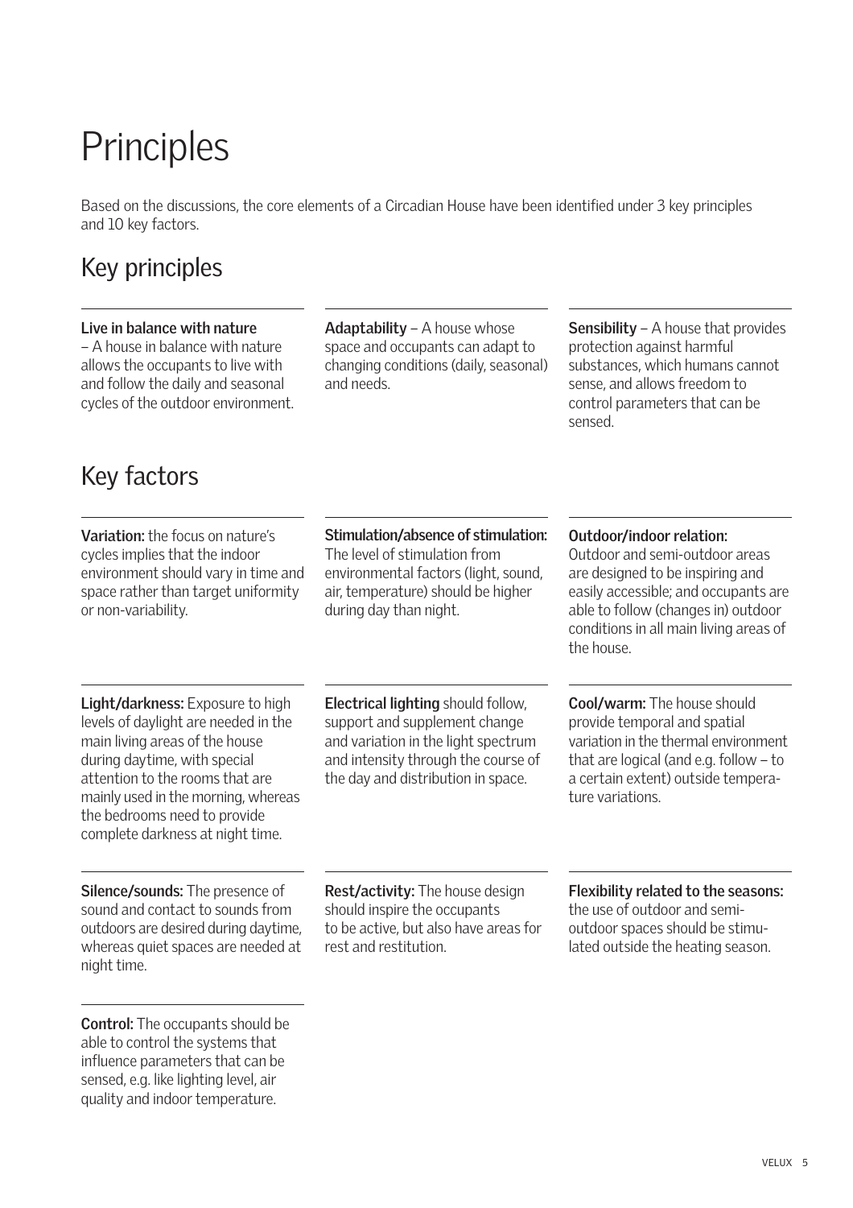# Principles

Based on the discussions, the core elements of a Circadian House have been identified under 3 key principles and 10 key factors.

## Key principles

**Live in balance with nature** – A house in balance with nature allows the occupants to live with and follow the daily and seasonal cycles of the outdoor environment.

**Adaptability** – A house whose space and occupants can adapt to changing conditions (daily, seasonal) and needs.

**Sensibility** – A house that provides protection against harmful substances, which humans cannot sense, and allows freedom to control parameters that can be sensed.

## Key factors

**Variation:** the focus on nature's cycles implies that the indoor environment should vary in time and space rather than target uniformity or non-variability.

**Stimulation/absence of stimulation:** The level of stimulation from environmental factors (light, sound, air, temperature) should be higher during day than night.

**Outdoor/indoor relation:** Outdoor and semi-outdoor areas are designed to be inspiring and easily accessible; and occupants are able to follow (changes in) outdoor conditions in all main living areas of the house.

**Light/darkness:** Exposure to high levels of daylight are needed in the main living areas of the house during daytime, with special attention to the rooms that are mainly used in the morning, whereas the bedrooms need to provide complete darkness at night time.

**Electrical lighting** should follow, support and supplement change and variation in the light spectrum and intensity through the course of the day and distribution in space.

**Cool/warm:** The house should provide temporal and spatial variation in the thermal environment that are logical (and e.g. follow – to a certain extent) outside temperature variations.

**Silence/sounds:** The presence of sound and contact to sounds from outdoors are desired during daytime, whereas quiet spaces are needed at night time.

**Rest/activity:** The house design should inspire the occupants to be active, but also have areas for rest and restitution.

**Flexibility related to the seasons:** the use of outdoor and semi-outdoor spaces should be stimulated outside the heating season.

**Control:** The occupants should be able to control the systems that influence parameters that can be sensed, e.g. like lighting level, air quality and indoor temperature.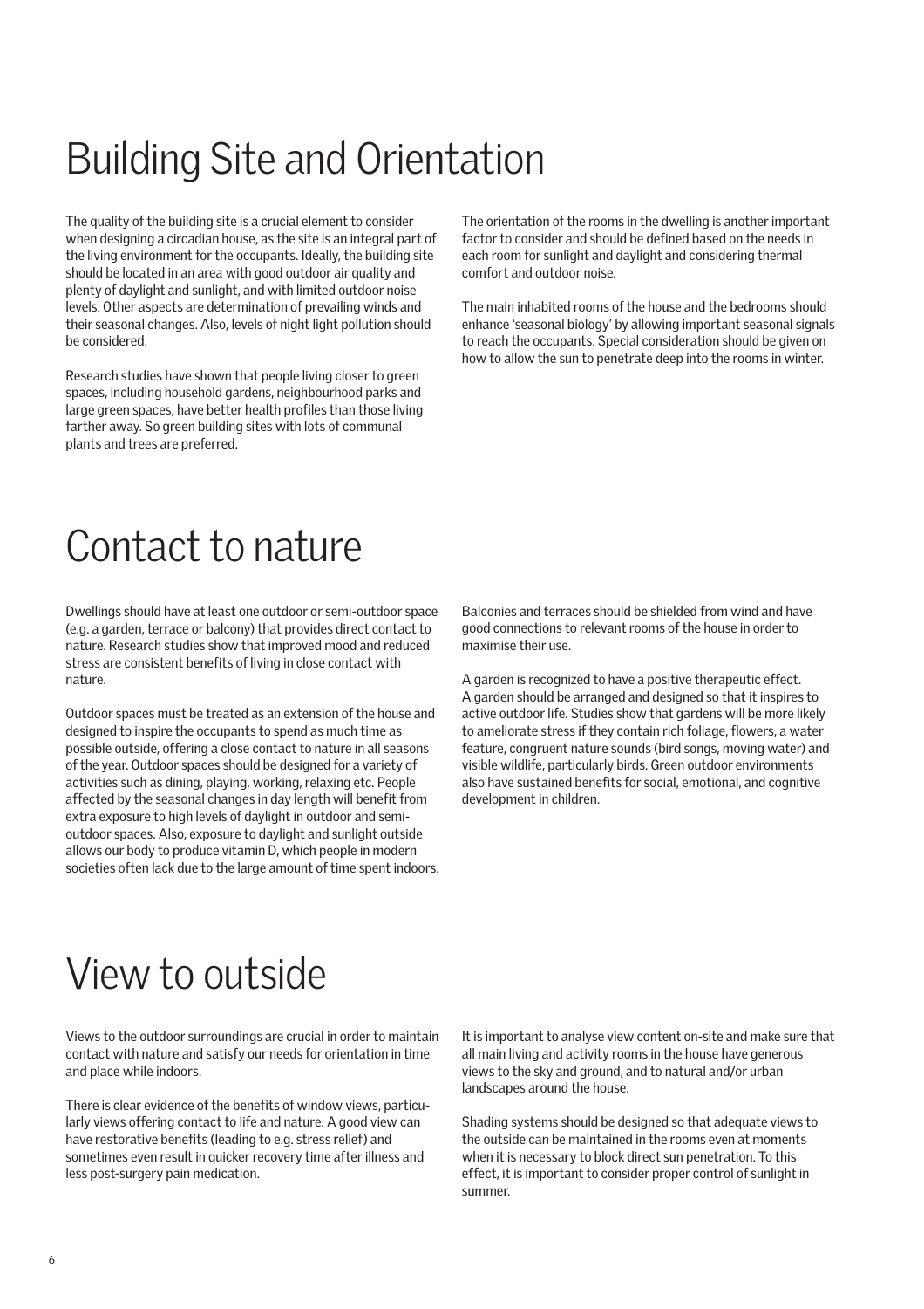# Building Site and Orientation

The quality of the building site is a crucial element to consider when designing a circadian house, as the site is an integral part of the living environment for the occupants. Ideally, the building site should be located in an area with good outdoor air quality and plenty of daylight and sunlight, and with limited outdoor noise levels. Other aspects are determination of prevailing winds and their seasonal changes. Also, levels of night light pollution should be considered.

Research studies have shown that people living closer to green spaces, including household gardens, neighbourhood parks and large green spaces, have better health profiles than those living farther away. So green building sites with lots of communal plants and trees are preferred.

The orientation of the rooms in the dwelling is another important factor to consider and should be defined based on the needs in each room for sunlight and daylight and considering thermal comfort and outdoor noise.

The main inhabited rooms of the house and the bedrooms should enhance 'seasonal biology' by allowing important seasonal signals to reach the occupants. Special consideration should be given on how to allow the sun to penetrate deep into the rooms in winter.

# Contact to nature

Dwellings should have at least one outdoor or semi-outdoor space (e.g. a garden, terrace or balcony) that provides direct contact to nature. Research studies show that improved mood and reduced stress are consistent benefits of living in close contact with nature.

Outdoor spaces must be treated as an extension of the house and designed to inspire the occupants to spend as much time as possible outside, offering a close contact to nature in all seasons of the year. Outdoor spaces should be designed for a variety of activities such as dining, playing, working, relaxing etc. People affected by the seasonal changes in day length will benefit from extra exposure to high levels of daylight in outdoor and semi-outdoor spaces. Also, exposure to daylight and sunlight outside allows our body to produce vitamin D, which people in modern societies often lack due to the large amount of time spent indoors.

Balconies and terraces should be shielded from wind and have good connections to relevant rooms of the house in order to maximise their use.

A garden is recognized to have a positive therapeutic effect. A garden should be arranged and designed so that it inspires to active outdoor life. Studies show that gardens will be more likely to ameliorate stress if they contain rich foliage, flowers, a water feature, congruent nature sounds (bird songs, moving water) and visible wildlife, particularly birds. Green outdoor environments also have sustained benefits for social, emotional, and cognitive development in children.

# View to outside

Views to the outdoor surroundings are crucial in order to maintain contact with nature and satisfy our needs for orientation in time and place while indoors.

There is clear evidence of the benefits of window views, particularly views offering contact to life and nature. A good view can have restorative benefits (leading to e.g. stress relief) and sometimes even result in quicker recovery time after illness and less post-surgery pain medication.

It is important to analyse view content on-site and make sure that all main living and activity rooms in the house have generous views to the sky and ground, and to natural and/or urban landscapes around the house.

Shading systems should be designed so that adequate views to the outside can be maintained in the rooms even at moments when it is necessary to block direct sun penetration. To this effect, it is important to consider proper control of sunlight in summer.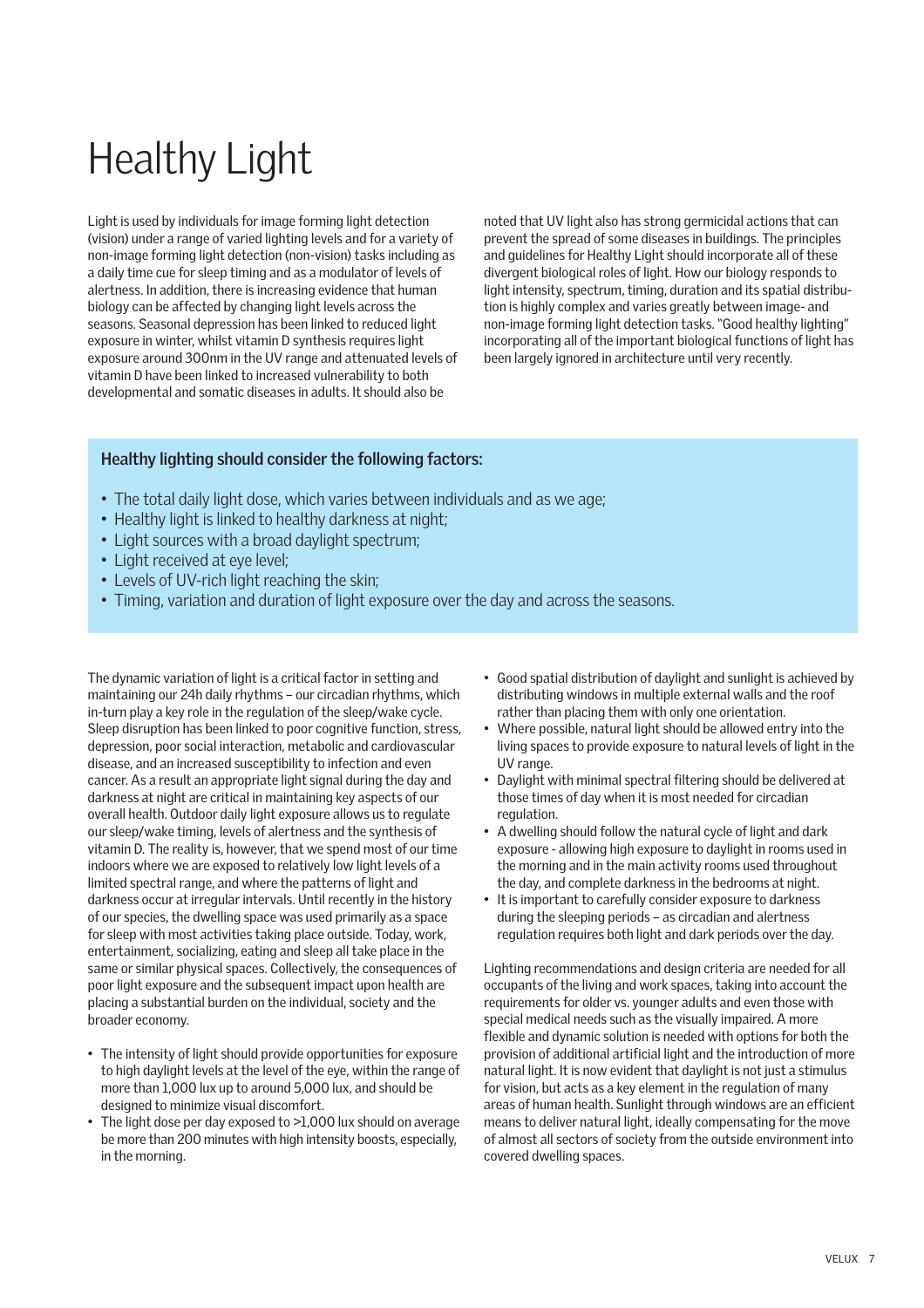# Healthy Light

Light is used by individuals for image forming light detection (vision) under a range of varied lighting levels and for a variety of non-image forming light detection (non-vision) tasks including as a daily time cue for sleep timing and as a modulator of levels of alertness. In addition, there is increasing evidence that human biology can be affected by changing light levels across the seasons. Seasonal depression has been linked to reduced light exposure in winter, whilst vitamin D synthesis requires light exposure around 300nm in the UV range and attenuated levels of vitamin D have been linked to increased vulnerability to both developmental and somatic diseases in adults. It should also be noted that UV light also has strong germicidal actions that can prevent the spread of some diseases in buildings. The principles and guidelines for Healthy Light should incorporate all of these divergent biological roles of light. How our biology responds to light intensity, spectrum, timing, duration and its spatial distribution is highly complex and varies greatly between image- and non-image forming light detection tasks. "Good healthy lighting" incorporating all of the important biological functions of light has been largely ignored in architecture until very recently.

**Healthy lighting should consider the following factors:**

- The total daily light dose, which varies between individuals and as we age;
- Healthy light is linked to healthy darkness at night;
- Light sources with a broad daylight spectrum;
- Light received at eye level;
- Levels of UV-rich light reaching the skin;
- Timing, variation and duration of light exposure over the day and across the seasons.

The dynamic variation of light is a critical factor in setting and maintaining our 24h daily rhythms – our circadian rhythms, which in-turn play a key role in the regulation of the sleep/wake cycle. Sleep disruption has been linked to poor cognitive function, stress, depression, poor social interaction, metabolic and cardiovascular disease, and an increased susceptibility to infection and even cancer. As a result an appropriate light signal during the day and darkness at night are critical in maintaining key aspects of our overall health. Outdoor daily light exposure allows us to regulate our sleep/wake timing, levels of alertness and the synthesis of vitamin D. The reality is, however, that we spend most of our time indoors where we are exposed to relatively low light levels of a limited spectral range, and where the patterns of light and darkness occur at irregular intervals. Until recently in the history of our species, the dwelling space was used primarily as a space for sleep with most activities taking place outside. Today, work, entertainment, socializing, eating and sleep all take place in the same or similar physical spaces. Collectively, the consequences of poor light exposure and the subsequent impact upon health are placing a substantial burden on the individual, society and the broader economy.

- The intensity of light should provide opportunities for exposure to high daylight levels at the level of the eye, within the range of more than 1,000 lux up to around 5,000 lux, and should be designed to minimize visual discomfort.
- The light dose per day exposed to >1,000 lux should on average be more than 200 minutes with high intensity boosts, especially, in the morning.
- Good spatial distribution of daylight and sunlight is achieved by distributing windows in multiple external walls and the roof rather than placing them with only one orientation.
- Where possible, natural light should be allowed entry into the living spaces to provide exposure to natural levels of light in the UV range.
- Daylight with minimal spectral filtering should be delivered at those times of day when it is most needed for circadian regulation.
- A dwelling should follow the natural cycle of light and dark exposure - allowing high exposure to daylight in rooms used in the morning and in the main activity rooms used throughout the day, and complete darkness in the bedrooms at night.
- It is important to carefully consider exposure to darkness during the sleeping periods – as circadian and alertness regulation requires both light and dark periods over the day.

Lighting recommendations and design criteria are needed for all occupants of the living and work spaces, taking into account the requirements for older vs. younger adults and even those with special medical needs such as the visually impaired. A more flexible and dynamic solution is needed with options for both the provision of additional artificial light and the introduction of more natural light. It is now evident that daylight is not just a stimulus for vision, but acts as a key element in the regulation of many areas of human health. Sunlight through windows are an efficient means to deliver natural light, ideally compensating for the move of almost all sectors of society from the outside environment into covered dwelling spaces.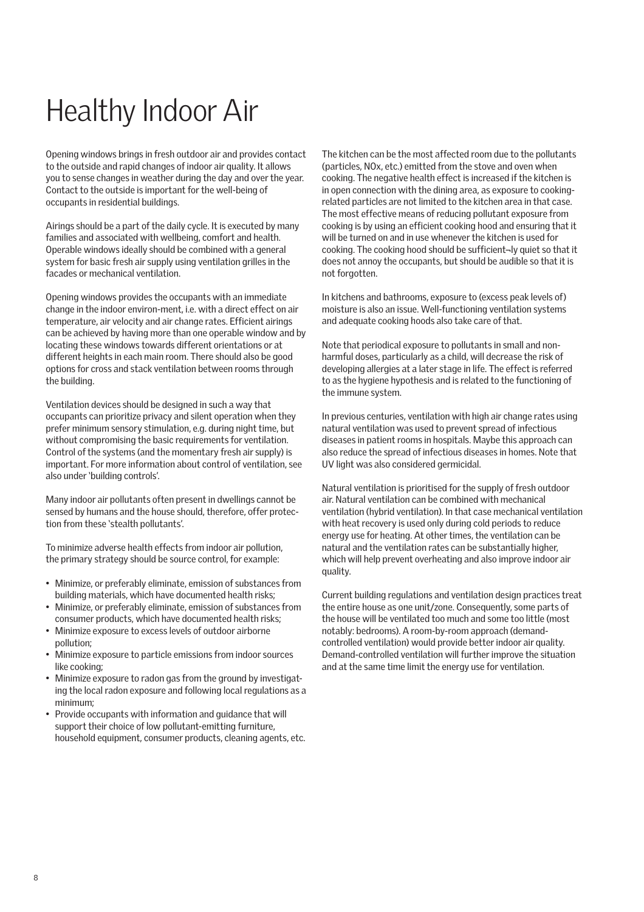# Healthy Indoor Air

Opening windows brings in fresh outdoor air and provides contact to the outside and rapid changes of indoor air quality. It allows you to sense changes in weather during the day and over the year. Contact to the outside is important for the well-being of occupants in residential buildings.

Airings should be a part of the daily cycle. It is executed by many families and associated with wellbeing, comfort and health. Operable windows ideally should be combined with a general system for basic fresh air supply using ventilation grilles in the facades or mechanical ventilation.

Opening windows provides the occupants with an immediate change in the indoor environ-ment, i.e. with a direct effect on air temperature, air velocity and air change rates. Efficient airings can be achieved by having more than one operable window and by locating these windows towards different orientations or at different heights in each main room. There should also be good options for cross and stack ventilation between rooms through the building.

Ventilation devices should be designed in such a way that occupants can prioritize privacy and silent operation when they prefer minimum sensory stimulation, e.g. during night time, but without compromising the basic requirements for ventilation. Control of the systems (and the momentary fresh air supply) is important. For more information about control of ventilation, see also under 'building controls'.

Many indoor air pollutants often present in dwellings cannot be sensed by humans and the house should, therefore, offer protection from these 'stealth pollutants'.

To minimize adverse health effects from indoor air pollution, the primary strategy should be source control, for example:

- Minimize, or preferably eliminate, emission of substances from building materials, which have documented health risks;
- Minimize, or preferably eliminate, emission of substances from consumer products, which have documented health risks;
- Minimize exposure to excess levels of outdoor airborne pollution;
- Minimize exposure to particle emissions from indoor sources like cooking;
- Minimize exposure to radon gas from the ground by investigating the local radon exposure and following local regulations as a minimum;
- Provide occupants with information and guidance that will support their choice of low pollutant-emitting furniture, household equipment, consumer products, cleaning agents, etc.

The kitchen can be the most affected room due to the pollutants (particles, NOx, etc.) emitted from the stove and oven when cooking. The negative health effect is increased if the kitchen is in open connection with the dining area, as exposure to cooking-related particles are not limited to the kitchen area in that case. The most effective means of reducing pollutant exposure from cooking is by using an efficient cooking hood and ensuring that it will be turned on and in use whenever the kitchen is used for cooking. The cooking hood should be sufficient¬ly quiet so that it does not annoy the occupants, but should be audible so that it is not forgotten.

In kitchens and bathrooms, exposure to (excess peak levels of) moisture is also an issue. Well-functioning ventilation systems and adequate cooking hoods also take care of that.

Note that periodical exposure to pollutants in small and non-harmful doses, particularly as a child, will decrease the risk of developing allergies at a later stage in life. The effect is referred to as the hygiene hypothesis and is related to the functioning of the immune system.

In previous centuries, ventilation with high air change rates using natural ventilation was used to prevent spread of infectious diseases in patient rooms in hospitals. Maybe this approach can also reduce the spread of infectious diseases in homes. Note that UV light was also considered germicidal.

Natural ventilation is prioritised for the supply of fresh outdoor air. Natural ventilation can be combined with mechanical ventilation (hybrid ventilation). In that case mechanical ventilation with heat recovery is used only during cold periods to reduce energy use for heating. At other times, the ventilation can be natural and the ventilation rates can be substantially higher, which will help prevent overheating and also improve indoor air quality.

Current building regulations and ventilation design practices treat the entire house as one unit/zone. Consequently, some parts of the house will be ventilated too much and some too little (most notably: bedrooms). A room-by-room approach (demand-controlled ventilation) would provide better indoor air quality. Demand-controlled ventilation will further improve the situation and at the same time limit the energy use for ventilation.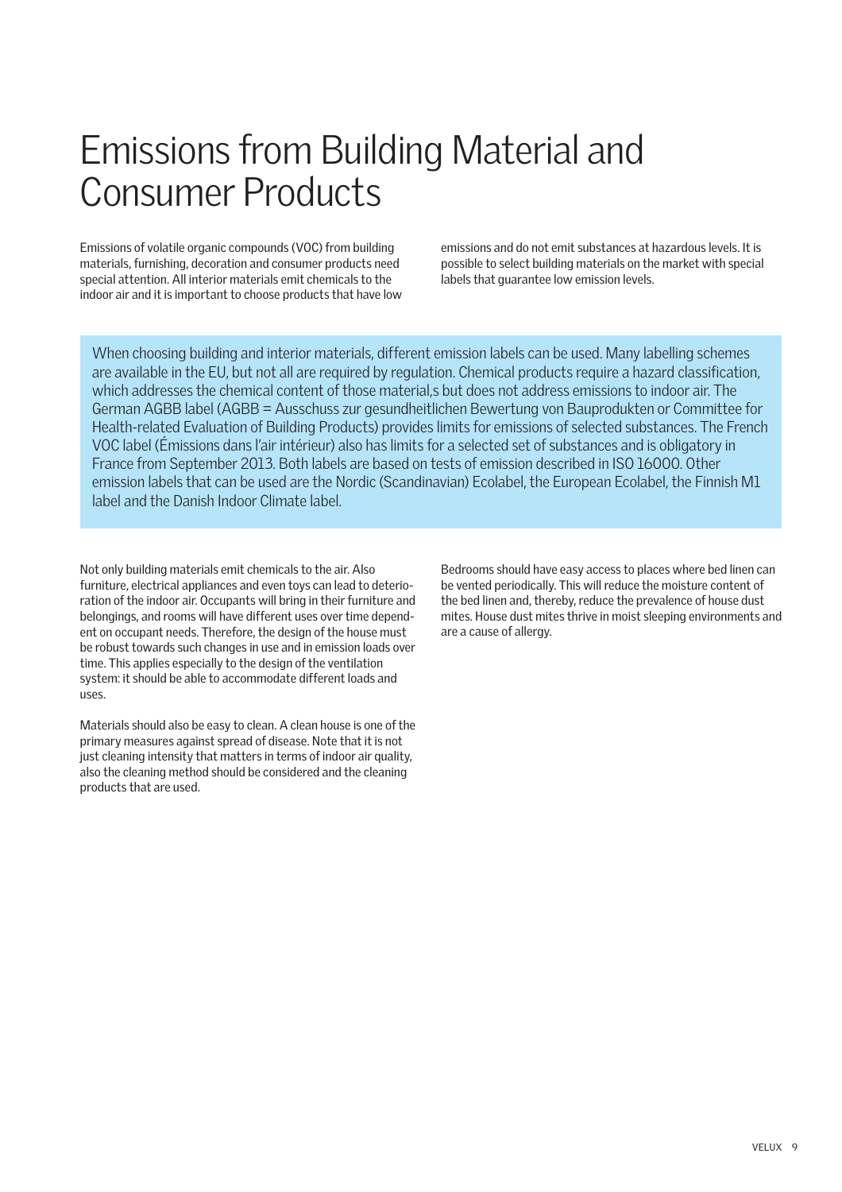# Emissions from Building Material and Consumer Products

Emissions of volatile organic compounds (VOC) from building materials, furnishing, decoration and consumer products need special attention. All interior materials emit chemicals to the indoor air and it is important to choose products that have low emissions and do not emit substances at hazardous levels. It is possible to select building materials on the market with special labels that guarantee low emission levels.

> When choosing building and interior materials, different emission labels can be used. Many labelling schemes are available in the EU, but not all are required by regulation. Chemical products require a hazard classification, which addresses the chemical content of those material,s but does not address emissions to indoor air. The German AGBB label (AGBB = Ausschuss zur gesundheitlichen Bewertung von Bauprodukten or Committee for Health-related Evaluation of Building Products) provides limits for emissions of selected substances. The French VOC label (Émissions dans l'air intérieur) also has limits for a selected set of substances and is obligatory in France from September 2013. Both labels are based on tests of emission described in ISO 16000. Other emission labels that can be used are the Nordic (Scandinavian) Ecolabel, the European Ecolabel, the Finnish M1 label and the Danish Indoor Climate label.

Not only building materials emit chemicals to the air. Also furniture, electrical appliances and even toys can lead to deterioration of the indoor air. Occupants will bring in their furniture and belongings, and rooms will have different uses over time dependent on occupant needs. Therefore, the design of the house must be robust towards such changes in use and in emission loads over time. This applies especially to the design of the ventilation system: it should be able to accommodate different loads and uses.

Materials should also be easy to clean. A clean house is one of the primary measures against spread of disease. Note that it is not just cleaning intensity that matters in terms of indoor air quality, also the cleaning method should be considered and the cleaning products that are used.

Bedrooms should have easy access to places where bed linen can be vented periodically. This will reduce the moisture content of the bed linen and, thereby, reduce the prevalence of house dust mites. House dust mites thrive in moist sleeping environments and are a cause of allergy.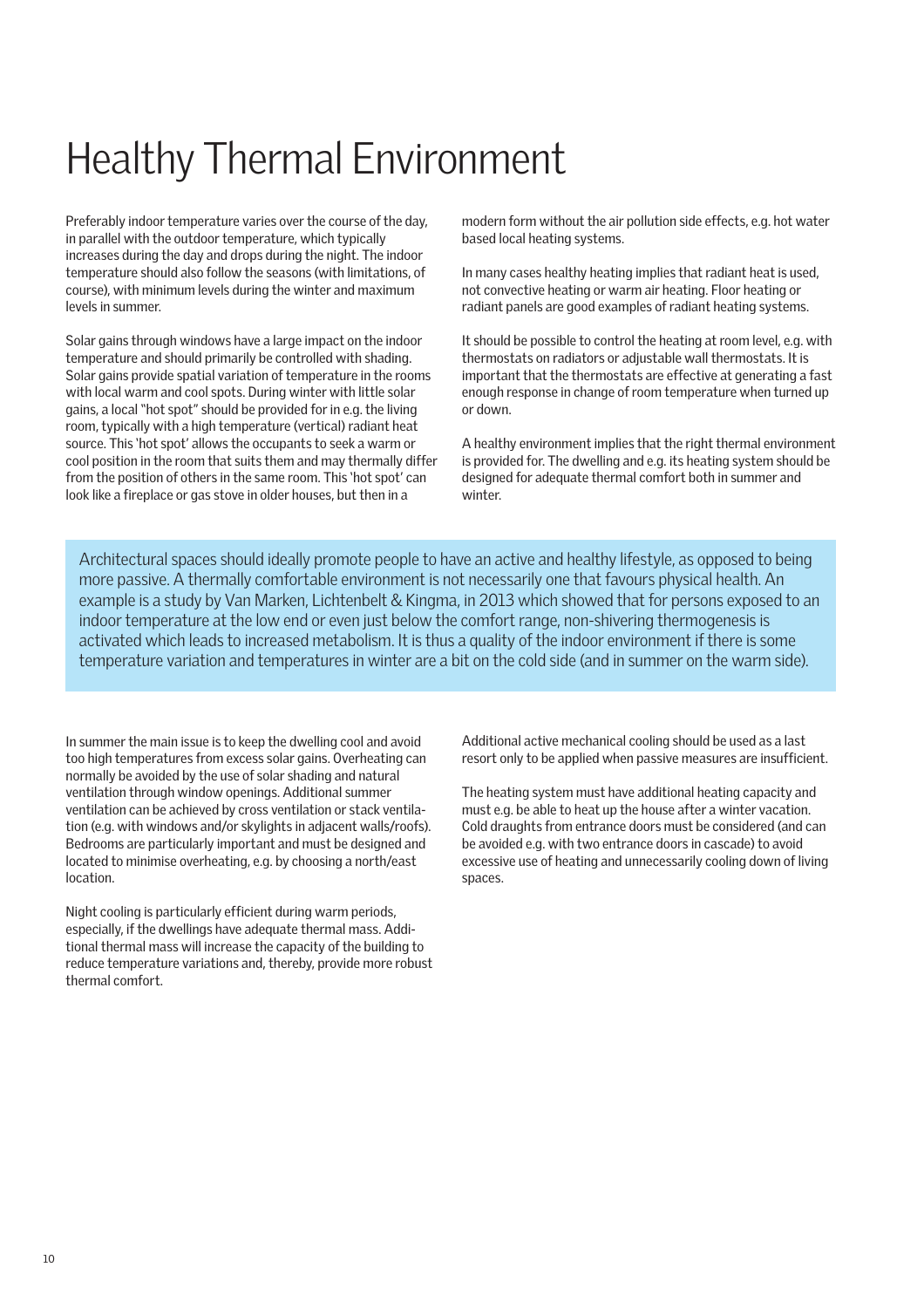# Healthy Thermal Environment

Preferably indoor temperature varies over the course of the day, in parallel with the outdoor temperature, which typically increases during the day and drops during the night. The indoor temperature should also follow the seasons (with limitations, of course), with minimum levels during the winter and maximum levels in summer.

Solar gains through windows have a large impact on the indoor temperature and should primarily be controlled with shading. Solar gains provide spatial variation of temperature in the rooms with local warm and cool spots. During winter with little solar gains, a local "hot spot" should be provided for in e.g. the living room, typically with a high temperature (vertical) radiant heat source. This 'hot spot' allows the occupants to seek a warm or cool position in the room that suits them and may thermally differ from the position of others in the same room. This 'hot spot' can look like a fireplace or gas stove in older houses, but then in a modern form without the air pollution side effects, e.g. hot water based local heating systems.

In many cases healthy heating implies that radiant heat is used, not convective heating or warm air heating. Floor heating or radiant panels are good examples of radiant heating systems.

It should be possible to control the heating at room level, e.g. with thermostats on radiators or adjustable wall thermostats. It is important that the thermostats are effective at generating a fast enough response in change of room temperature when turned up or down.

A healthy environment implies that the right thermal environment is provided for. The dwelling and e.g. its heating system should be designed for adequate thermal comfort both in summer and winter.

> Architectural spaces should ideally promote people to have an active and healthy lifestyle, as opposed to being more passive. A thermally comfortable environment is not necessarily one that favours physical health. An example is a study by Van Marken, Lichtenbelt & Kingma, in 2013 which showed that for persons exposed to an indoor temperature at the low end or even just below the comfort range, non-shivering thermogenesis is activated which leads to increased metabolism. It is thus a quality of the indoor environment if there is some temperature variation and temperatures in winter are a bit on the cold side (and in summer on the warm side).

In summer the main issue is to keep the dwelling cool and avoid too high temperatures from excess solar gains. Overheating can normally be avoided by the use of solar shading and natural ventilation through window openings. Additional summer ventilation can be achieved by cross ventilation or stack ventilation (e.g. with windows and/or skylights in adjacent walls/roofs). Bedrooms are particularly important and must be designed and located to minimise overheating, e.g. by choosing a north/east location.

Night cooling is particularly efficient during warm periods, especially, if the dwellings have adequate thermal mass. Additional thermal mass will increase the capacity of the building to reduce temperature variations and, thereby, provide more robust thermal comfort.

Additional active mechanical cooling should be used as a last resort only to be applied when passive measures are insufficient.

The heating system must have additional heating capacity and must e.g. be able to heat up the house after a winter vacation. Cold draughts from entrance doors must be considered (and can be avoided e.g. with two entrance doors in cascade) to avoid excessive use of heating and unnecessarily cooling down of living spaces.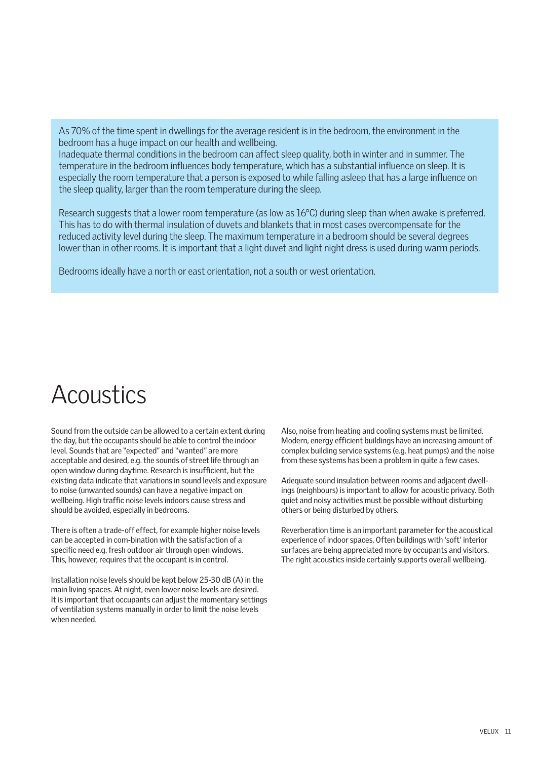As 70% of the time spent in dwellings for the average resident is in the bedroom, the environment in the bedroom has a huge impact on our health and wellbeing.
Inadequate thermal conditions in the bedroom can affect sleep quality, both in winter and in summer. The temperature in the bedroom influences body temperature, which has a substantial influence on sleep. It is especially the room temperature that a person is exposed to while falling asleep that has a large influence on the sleep quality, larger than the room temperature during the sleep.

Research suggests that a lower room temperature (as low as 16°C) during sleep than when awake is preferred. This has to do with thermal insulation of duvets and blankets that in most cases overcompensate for the reduced activity level during the sleep. The maximum temperature in a bedroom should be several degrees lower than in other rooms. It is important that a light duvet and light night dress is used during warm periods.

Bedrooms ideally have a north or east orientation, not a south or west orientation.

# Acoustics

Sound from the outside can be allowed to a certain extent during the day, but the occupants should be able to control the indoor level. Sounds that are "expected" and "wanted" are more acceptable and desired, e.g. the sounds of street life through an open window during daytime. Research is insufficient, but the existing data indicate that variations in sound levels and exposure to noise (unwanted sounds) can have a negative impact on wellbeing. High traffic noise levels indoors cause stress and should be avoided, especially in bedrooms.

There is often a trade-off effect, for example higher noise levels can be accepted in com-bination with the satisfaction of a specific need e.g. fresh outdoor air through open windows. This, however, requires that the occupant is in control.

Installation noise levels should be kept below 25-30 dB (A) in the main living spaces. At night, even lower noise levels are desired. It is important that occupants can adjust the momentary settings of ventilation systems manually in order to limit the noise levels when needed.

Also, noise from heating and cooling systems must be limited. Modern, energy efficient buildings have an increasing amount of complex building service systems (e.g. heat pumps) and the noise from these systems has been a problem in quite a few cases.

Adequate sound insulation between rooms and adjacent dwellings (neighbours) is important to allow for acoustic privacy. Both quiet and noisy activities must be possible without disturbing others or being disturbed by others.

Reverberation time is an important parameter for the acoustical experience of indoor spaces. Often buildings with 'soft' interior surfaces are being appreciated more by occupants and visitors. The right acoustics inside certainly supports overall wellbeing.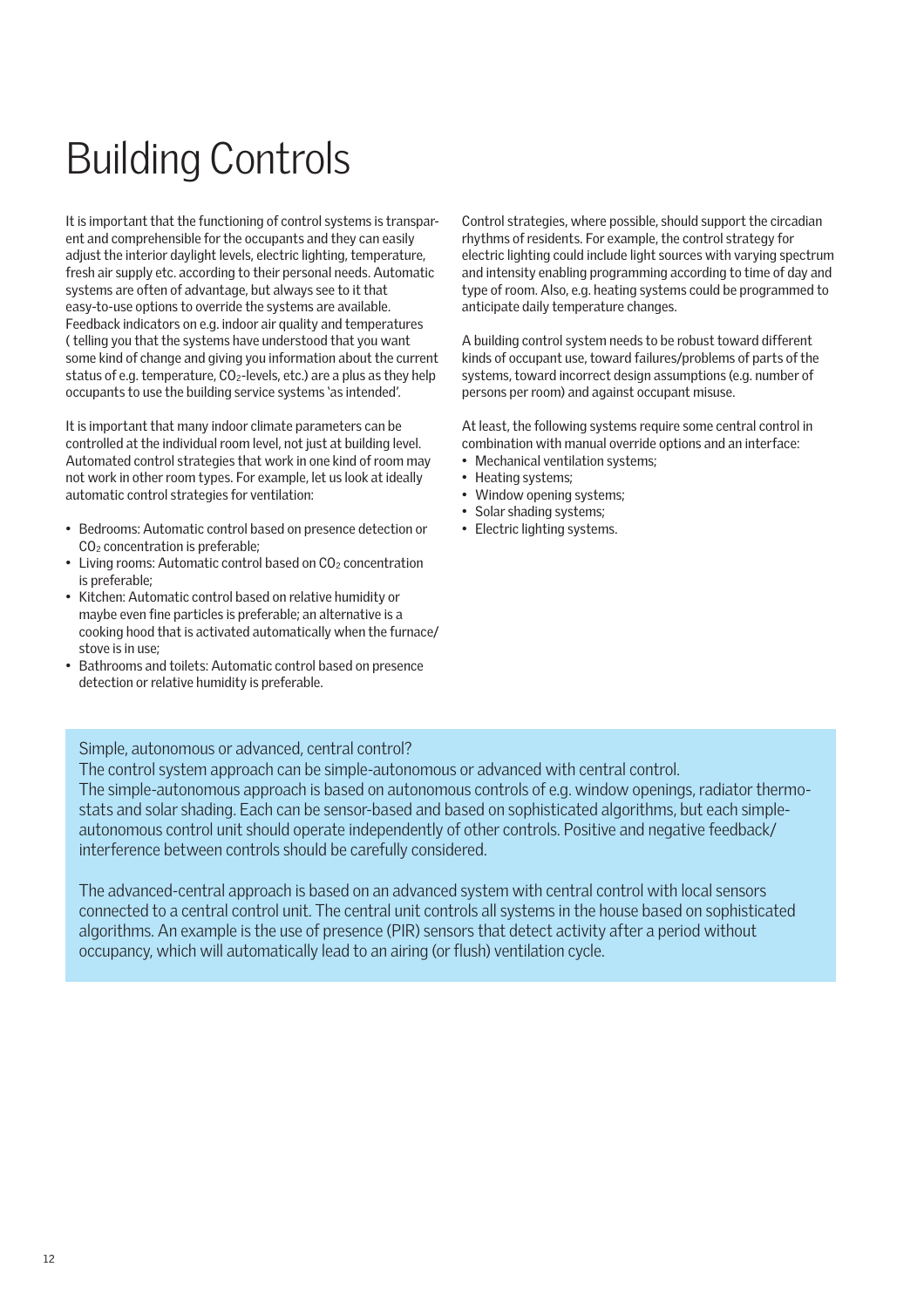# Building Controls

It is important that the functioning of control systems is transparent and comprehensible for the occupants and they can easily adjust the interior daylight levels, electric lighting, temperature, fresh air supply etc. according to their personal needs. Automatic systems are often of advantage, but always see to it that easy-to-use options to override the systems are available. Feedback indicators on e.g. indoor air quality and temperatures ( telling you that the systems have understood that you want some kind of change and giving you information about the current status of e.g. temperature, $CO_2$-levels, etc.) are a plus as they help occupants to use the building service systems 'as intended'.

It is important that many indoor climate parameters can be controlled at the individual room level, not just at building level. Automated control strategies that work in one kind of room may not work in other room types. For example, let us look at ideally automatic control strategies for ventilation:

- Bedrooms: Automatic control based on presence detection or $CO_2$ concentration is preferable;
- Living rooms: Automatic control based on $CO_2$ concentration is preferable;
- Kitchen: Automatic control based on relative humidity or maybe even fine particles is preferable; an alternative is a cooking hood that is activated automatically when the furnace/stove is in use;
- Bathrooms and toilets: Automatic control based on presence detection or relative humidity is preferable.

Control strategies, where possible, should support the circadian rhythms of residents. For example, the control strategy for electric lighting could include light sources with varying spectrum and intensity enabling programming according to time of day and type of room. Also, e.g. heating systems could be programmed to anticipate daily temperature changes.

A building control system needs to be robust toward different kinds of occupant use, toward failures/problems of parts of the systems, toward incorrect design assumptions (e.g. number of persons per room) and against occupant misuse.

At least, the following systems require some central control in combination with manual override options and an interface:

- Mechanical ventilation systems;
- Heating systems;
- Window opening systems;
- Solar shading systems;
- Electric lighting systems.

Simple, autonomous or advanced, central control?
The control system approach can be simple-autonomous or advanced with central control.
The simple-autonomous approach is based on autonomous controls of e.g. window openings, radiator thermostats and solar shading. Each can be sensor-based and based on sophisticated algorithms, but each simple-autonomous control unit should operate independently of other controls. Positive and negative feedback/interference between controls should be carefully considered.

The advanced-central approach is based on an advanced system with central control with local sensors connected to a central control unit. The central unit controls all systems in the house based on sophisticated algorithms. An example is the use of presence (PIR) sensors that detect activity after a period without occupancy, which will automatically lead to an airing (or flush) ventilation cycle.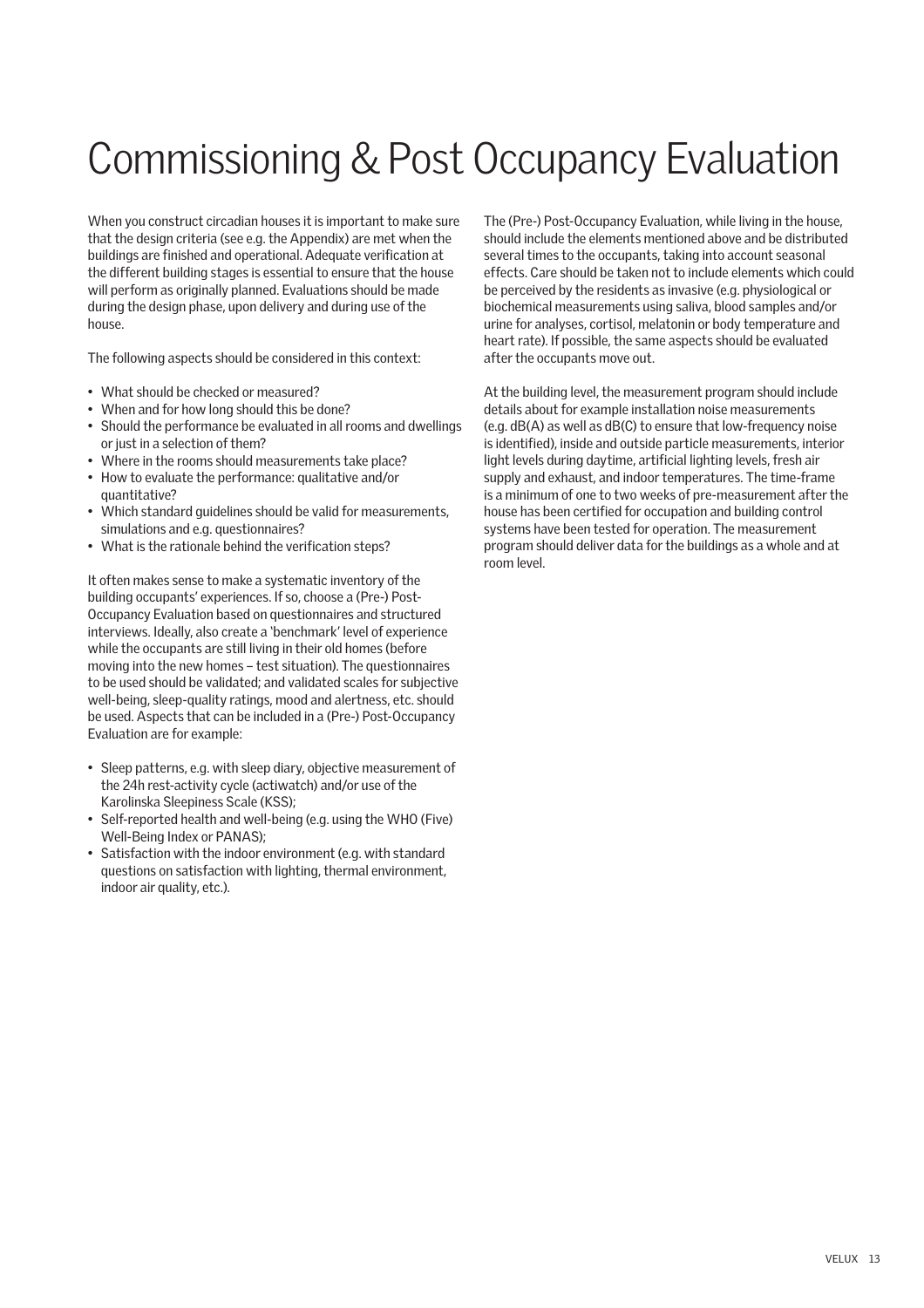# Commissioning & Post Occupancy Evaluation

When you construct circadian houses it is important to make sure that the design criteria (see e.g. the Appendix) are met when the buildings are finished and operational. Adequate verification at the different building stages is essential to ensure that the house will perform as originally planned. Evaluations should be made during the design phase, upon delivery and during use of the house.

The following aspects should be considered in this context:

- What should be checked or measured?
- When and for how long should this be done?
- Should the performance be evaluated in all rooms and dwellings or just in a selection of them?
- Where in the rooms should measurements take place?
- How to evaluate the performance: qualitative and/or quantitative?
- Which standard guidelines should be valid for measurements, simulations and e.g. questionnaires?
- What is the rationale behind the verification steps?

It often makes sense to make a systematic inventory of the building occupants' experiences. If so, choose a (Pre-) Post-Occupancy Evaluation based on questionnaires and structured interviews. Ideally, also create a 'benchmark' level of experience while the occupants are still living in their old homes (before moving into the new homes – test situation). The questionnaires to be used should be validated; and validated scales for subjective well-being, sleep-quality ratings, mood and alertness, etc. should be used. Aspects that can be included in a (Pre-) Post-Occupancy Evaluation are for example:

- Sleep patterns, e.g. with sleep diary, objective measurement of the 24h rest-activity cycle (actiwatch) and/or use of the Karolinska Sleepiness Scale (KSS);
- Self-reported health and well-being (e.g. using the WHO (Five) Well-Being Index or PANAS);
- Satisfaction with the indoor environment (e.g. with standard questions on satisfaction with lighting, thermal environment, indoor air quality, etc.).

The (Pre-) Post-Occupancy Evaluation, while living in the house, should include the elements mentioned above and be distributed several times to the occupants, taking into account seasonal effects. Care should be taken not to include elements which could be perceived by the residents as invasive (e.g. physiological or biochemical measurements using saliva, blood samples and/or urine for analyses, cortisol, melatonin or body temperature and heart rate). If possible, the same aspects should be evaluated after the occupants move out.

At the building level, the measurement program should include details about for example installation noise measurements (e.g. dB(A) as well as dB(C) to ensure that low-frequency noise is identified), inside and outside particle measurements, interior light levels during daytime, artificial lighting levels, fresh air supply and exhaust, and indoor temperatures. The time-frame is a minimum of one to two weeks of pre-measurement after the house has been certified for occupation and building control systems have been tested for operation. The measurement program should deliver data for the buildings as a whole and at room level.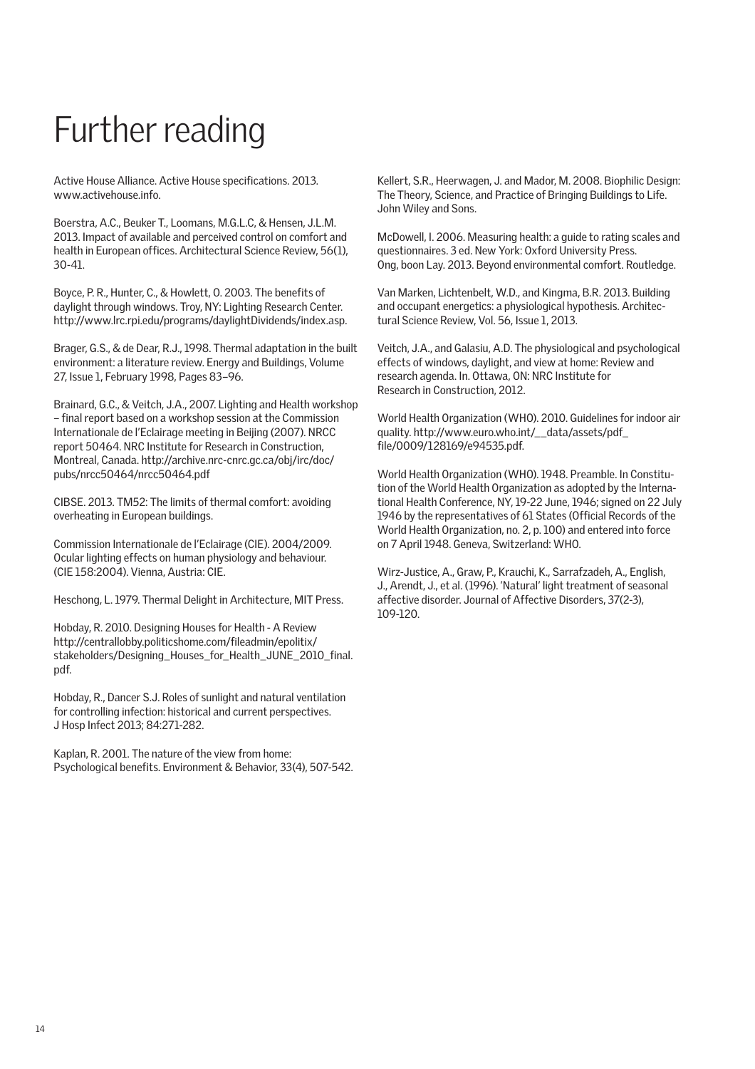# Further reading

Active House Alliance. Active House specifications. 2013. www.activehouse.info.

Boerstra, A.C., Beuker T., Loomans, M.G.L.C, & Hensen, J.L.M. 2013. Impact of available and perceived control on comfort and health in European offices. Architectural Science Review, 56(1), 30-41.

Boyce, P. R., Hunter, C., & Howlett, O. 2003. The benefits of daylight through windows. Troy, NY: Lighting Research Center. http://www.lrc.rpi.edu/programs/daylightDividends/index.asp.

Brager, G.S., & de Dear, R.J., 1998. Thermal adaptation in the built environment: a literature review. Energy and Buildings, Volume 27, Issue 1, February 1998, Pages 83–96.

Brainard, G.C., & Veitch, J.A., 2007. Lighting and Health workshop – final report based on a workshop session at the Commission Internationale de l'Eclairage meeting in Beijing (2007). NRCC report 50464. NRC Institute for Research in Construction, Montreal, Canada. http://archive.nrc-cnrc.gc.ca/obj/irc/doc/pubs/nrcc50464/nrcc50464.pdf

CIBSE. 2013. TM52: The limits of thermal comfort: avoiding overheating in European buildings.

Commission Internationale de l'Eclairage (CIE). 2004/2009. Ocular lighting effects on human physiology and behaviour. (CIE 158:2004). Vienna, Austria: CIE.

Heschong, L. 1979. Thermal Delight in Architecture, MIT Press.

Hobday, R. 2010. Designing Houses for Health - A Review http://centrallobby.politicshome.com/fileadmin/epolitix/stakeholders/Designing_Houses_for_Health_JUNE_2010_final.pdf.

Hobday, R., Dancer S.J. Roles of sunlight and natural ventilation for controlling infection: historical and current perspectives. J Hosp Infect 2013; 84:271-282.

Kaplan, R. 2001. The nature of the view from home: Psychological benefits. Environment & Behavior, 33(4), 507-542.

Kellert, S.R., Heerwagen, J. and Mador, M. 2008. Biophilic Design: The Theory, Science, and Practice of Bringing Buildings to Life. John Wiley and Sons.

McDowell, I. 2006. Measuring health: a guide to rating scales and questionnaires. 3 ed. New York: Oxford University Press.
Ong, boon Lay. 2013. Beyond environmental comfort. Routledge.

Van Marken, Lichtenbelt, W.D., and Kingma, B.R. 2013. Building and occupant energetics: a physiological hypothesis. Architectural Science Review, Vol. 56, Issue 1, 2013.

Veitch, J.A., and Galasiu, A.D. The physiological and psychological effects of windows, daylight, and view at home: Review and research agenda. In. Ottawa, ON: NRC Institute for Research in Construction, 2012.

World Health Organization (WHO). 2010. Guidelines for indoor air quality. http://www.euro.who.int/__data/assets/pdf_file/0009/128169/e94535.pdf.

World Health Organization (WHO). 1948. Preamble. In Constitution of the World Health Organization as adopted by the International Health Conference, NY, 19-22 June, 1946; signed on 22 July 1946 by the representatives of 61 States (Official Records of the World Health Organization, no. 2, p. 100) and entered into force on 7 April 1948. Geneva, Switzerland: WHO.

Wirz-Justice, A., Graw, P., Krauchi, K., Sarrafzadeh, A., English, J., Arendt, J., et al. (1996). 'Natural' light treatment of seasonal affective disorder. Journal of Affective Disorders, 37(2-3), 109-120.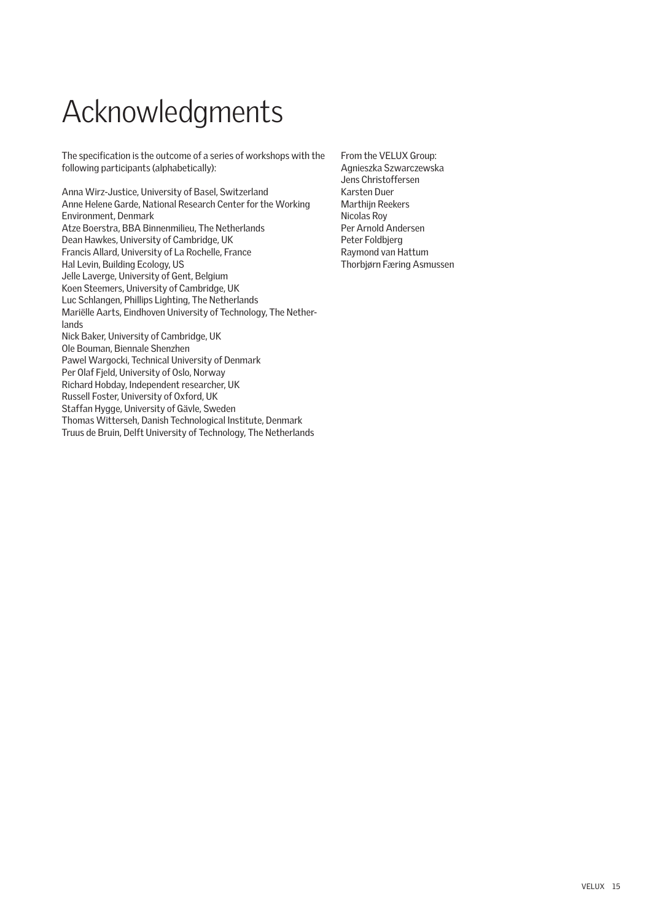# Acknowledgments

The specification is the outcome of a series of workshops with the following participants (alphabetically):

Anna Wirz-Justice, University of Basel, Switzerland
Anne Helene Garde, National Research Center for the Working Environment, Denmark
Atze Boerstra, BBA Binnenmilieu, The Netherlands
Dean Hawkes, University of Cambridge, UK
Francis Allard, University of La Rochelle, France
Hal Levin, Building Ecology, US
Jelle Laverge, University of Gent, Belgium
Koen Steemers, University of Cambridge, UK
Luc Schlangen, Phillips Lighting, The Netherlands
Mariëlle Aarts, Eindhoven University of Technology, The Netherlands
Nick Baker, University of Cambridge, UK
Ole Bouman, Biennale Shenzhen
Pawel Wargocki, Technical University of Denmark
Per Olaf Fjeld, University of Oslo, Norway
Richard Hobday, Independent researcher, UK
Russell Foster, University of Oxford, UK
Staffan Hygge, University of Gävle, Sweden
Thomas Witterseh, Danish Technological Institute, Denmark
Truus de Bruin, Delft University of Technology, The Netherlands

From the VELUX Group:
Agnieszka Szwarczewska
Jens Christoffersen
Karsten Duer
Marthijn Reekers
Nicolas Roy
Per Arnold Andersen
Peter Foldbjerg
Raymond van Hattum
Thorbjørn Færing Asmussen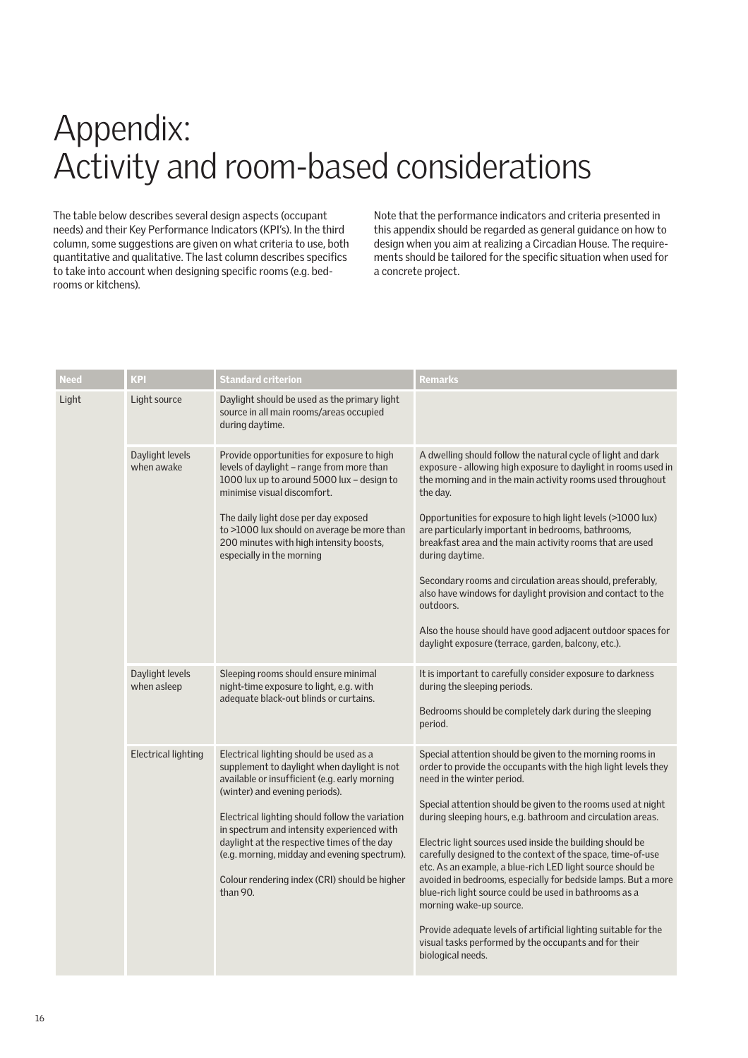# Appendix: Activity and room-based considerations

The table below describes several design aspects (occupant needs) and their Key Performance Indicators (KPI's). In the third column, some suggestions are given on what criteria to use, both quantitative and qualitative. The last column describes specifics to take into account when designing specific rooms (e.g. bedrooms or kitchens).

Note that the performance indicators and criteria presented in this appendix should be regarded as general guidance on how to design when you aim at realizing a Circadian House. The requirements should be tailored for the specific situation when used for a concrete project.

| Need | KPI | Standard criterion | Remarks |
| --- | --- | --- | --- |
| Light | Light source | Daylight should be used as the primary light source in all main rooms/areas occupied during daytime. | |
| | Daylight levels when awake | Provide opportunities for exposure to high levels of daylight – range from more than 1000 lux up to around 5000 lux – design to minimise visual discomfort.<br><br>The daily light dose per day exposed to >1000 lux should on average be more than 200 minutes with high intensity boosts, especially in the morning | A dwelling should follow the natural cycle of light and dark exposure - allowing high exposure to daylight in rooms used in the morning and in the main activity rooms used throughout the day.<br><br>Opportunities for exposure to high light levels (>1000 lux) are particularly important in bedrooms, bathrooms, breakfast area and the main activity rooms that are used during daytime.<br><br>Secondary rooms and circulation areas should, preferably, also have windows for daylight provision and contact to the outdoors.<br><br>Also the house should have good adjacent outdoor spaces for daylight exposure (terrace, garden, balcony, etc.). |
| | Daylight levels when asleep | Sleeping rooms should ensure minimal night-time exposure to light, e.g. with adequate black-out blinds or curtains. | It is important to carefully consider exposure to darkness during the sleeping periods.<br><br>Bedrooms should be completely dark during the sleeping period. |
| | Electrical lighting | Electrical lighting should be used as a supplement to daylight when daylight is not available or insufficient (e.g. early morning (winter) and evening periods).<br><br>Electrical lighting should follow the variation in spectrum and intensity experienced with daylight at the respective times of the day (e.g. morning, midday and evening spectrum).<br><br>Colour rendering index (CRI) should be higher than 90. | Special attention should be given to the morning rooms in order to provide the occupants with the high light levels they need in the winter period.<br><br>Special attention should be given to the rooms used at night during sleeping hours, e.g. bathroom and circulation areas.<br><br>Electric light sources used inside the building should be carefully designed to the context of the space, time-of-use etc. As an example, a blue-rich LED light source should be avoided in bedrooms, especially for bedside lamps. But a more blue-rich light source could be used in bathrooms as a morning wake-up source.<br><br>Provide adequate levels of artificial lighting suitable for the visual tasks performed by the occupants and for their biological needs. |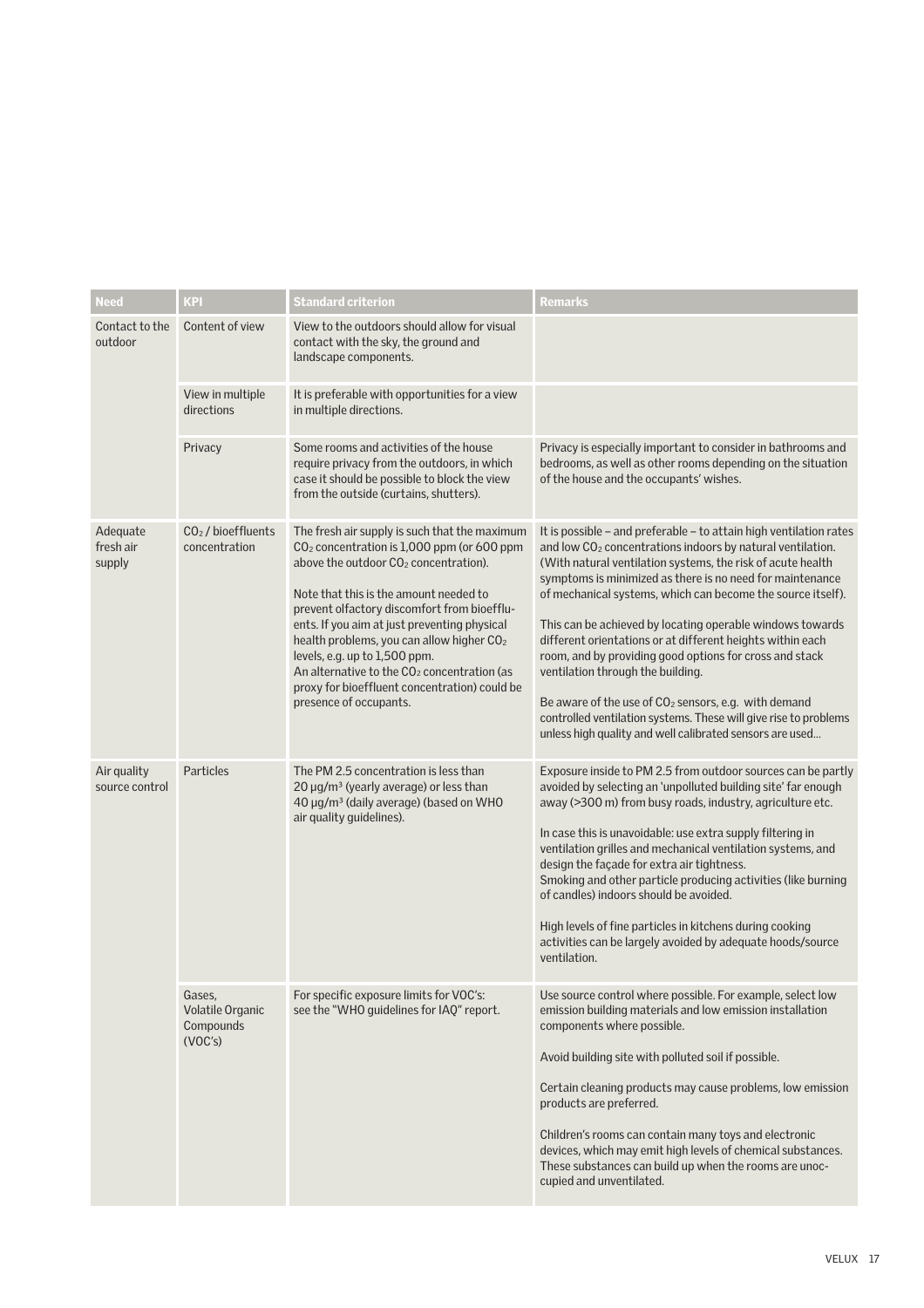| Need | KPI | Standard criterion | Remarks |
|---|---|---|---|
| Contact to the outdoor | Content of view | View to the outdoors should allow for visual contact with the sky, the ground and landscape components. | |
| | View in multiple directions | It is preferable with opportunities for a view in multiple directions. | |
| | Privacy | Some rooms and activities of the house require privacy from the outdoors, in which case it should be possible to block the view from the outside (curtains, shutters). | Privacy is especially important to consider in bathrooms and bedrooms, as well as other rooms depending on the situation of the house and the occupants' wishes. |
| Adequate fresh air supply | $CO_2$ / bioeffluents concentration | The fresh air supply is such that the maximum $CO_2$ concentration is 1,000 ppm (or 600 ppm above the outdoor $CO_2$ concentration).<br><br>Note that this is the amount needed to prevent olfactory discomfort from bioeffluents. If you aim at just preventing physical health problems, you can allow higher $CO_2$ levels, e.g. up to 1,500 ppm.<br>An alternative to the $CO_2$ concentration (as proxy for bioeffluent concentration) could be presence of occupants. | It is possible – and preferable – to attain high ventilation rates and low $CO_2$ concentrations indoors by natural ventilation. (With natural ventilation systems, the risk of acute health symptoms is minimized as there is no need for maintenance of mechanical systems, which can become the source itself).<br><br>This can be achieved by locating operable windows towards different orientations or at different heights within each room, and by providing good options for cross and stack ventilation through the building.<br><br>Be aware of the use of $CO_2$ sensors, e.g. with demand controlled ventilation systems. These will give rise to problems unless high quality and well calibrated sensors are used... |
| Air quality source control | Particles | The PM 2.5 concentration is less than 20 µg/m³ (yearly average) or less than 40 µg/m³ (daily average) (based on WHO air quality guidelines). | Exposure inside to PM 2.5 from outdoor sources can be partly avoided by selecting an 'unpolluted building site' far enough away (>300 m) from busy roads, industry, agriculture etc.<br><br>In case this is unavoidable: use extra supply filtering in ventilation grilles and mechanical ventilation systems, and design the façade for extra air tightness.<br>Smoking and other particle producing activities (like burning of candles) indoors should be avoided.<br><br>High levels of fine particles in kitchens during cooking activities can be largely avoided by adequate hoods/source ventilation. |
| | Gases, Volatile Organic Compounds (VOC's) | For specific exposure limits for VOC's: see the "WHO guidelines for IAQ" report. | Use source control where possible. For example, select low emission building materials and low emission installation components where possible.<br><br>Avoid building site with polluted soil if possible.<br><br>Certain cleaning products may cause problems, low emission products are preferred.<br><br>Children's rooms can contain many toys and electronic devices, which may emit high levels of chemical substances. These substances can build up when the rooms are unoccupied and unventilated. |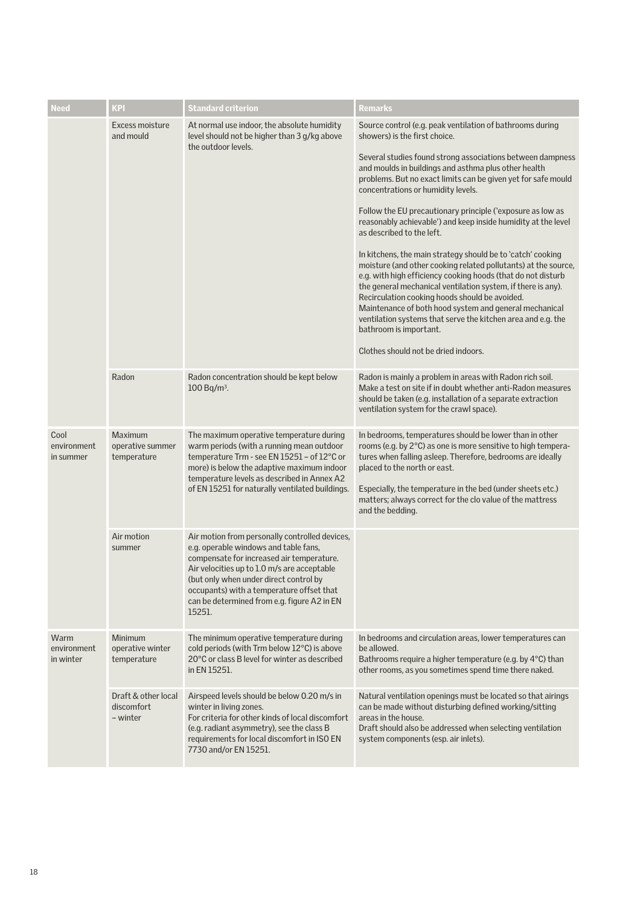| Need | KPI | Standard criterion | Remarks |
| --- | --- | --- | --- |
| | Excess moisture and mould | At normal use indoor, the absolute humidity level should not be higher than 3 g/kg above the outdoor levels. | Source control (e.g. peak ventilation of bathrooms during showers) is the first choice.<br><br>Several studies found strong associations between dampness and moulds in buildings and asthma plus other health problems. But no exact limits can be given yet for safe mould concentrations or humidity levels.<br><br>Follow the EU precautionary principle ('exposure as low as reasonably achievable') and keep inside humidity at the level as described to the left.<br><br>In kitchens, the main strategy should be to 'catch' cooking moisture (and other cooking related pollutants) at the source, e.g. with high efficiency cooking hoods (that do not disturb the general mechanical ventilation system, if there is any). Recirculation cooking hoods should be avoided. Maintenance of both hood system and general mechanical ventilation systems that serve the kitchen area and e.g. the bathroom is important.<br><br>Clothes should not be dried indoors. |
| | Radon | Radon concentration should be kept below 100 Bq/m³. | Radon is mainly a problem in areas with Radon rich soil. Make a test on site if in doubt whether anti-Radon measures should be taken (e.g. installation of a separate extraction ventilation system for the crawl space). |
| Cool environment in summer | Maximum operative summer temperature | The maximum operative temperature during warm periods (with a running mean outdoor temperature Trm - see EN 15251 – of 12°C or more) is below the adaptive maximum indoor temperature levels as described in Annex A2 of EN 15251 for naturally ventilated buildings. | In bedrooms, temperatures should be lower than in other rooms (e.g. by 2°C) as one is more sensitive to high temperatures when falling asleep. Therefore, bedrooms are ideally placed to the north or east.<br><br>Especially, the temperature in the bed (under sheets etc.) matters; always correct for the clo value of the mattress and the bedding. |
| | Air motion summer | Air motion from personally controlled devices, e.g. operable windows and table fans, compensate for increased air temperature. Air velocities up to 1.0 m/s are acceptable (but only when under direct control by occupants) with a temperature offset that can be determined from e.g. figure A2 in EN 15251. | |
| Warm environment in winter | Minimum operative winter temperature | The minimum operative temperature during cold periods (with Trm below 12°C) is above 20°C or class B level for winter as described in EN 15251. | In bedrooms and circulation areas, lower temperatures can be allowed.<br>Bathrooms require a higher temperature (e.g. by 4°C) than other rooms, as you sometimes spend time there naked. |
| | Draft & other local discomfort – winter | Airspeed levels should be below 0.20 m/s in winter in living zones.<br>For criteria for other kinds of local discomfort (e.g. radiant asymmetry), see the class B requirements for local discomfort in ISO EN 7730 and/or EN 15251. | Natural ventilation openings must be located so that airings can be made without disturbing defined working/sitting areas in the house.<br>Draft should also be addressed when selecting ventilation system components (esp. air inlets). |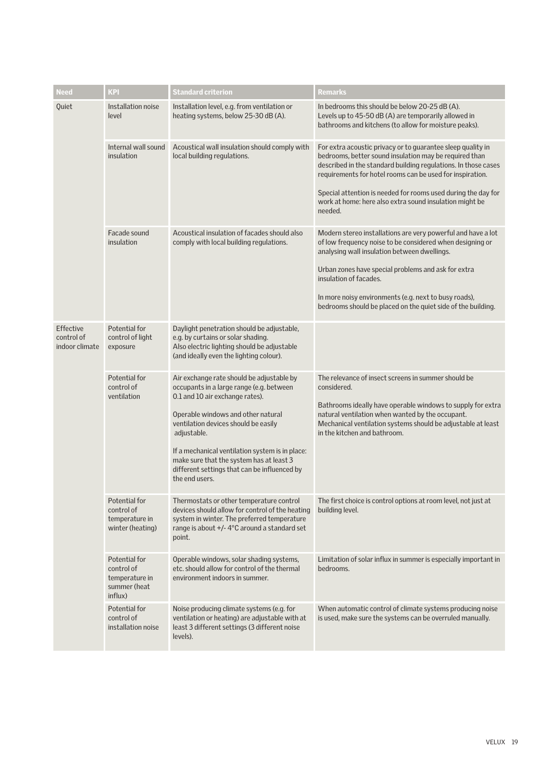| Need | KPI | Standard criterion | Remarks |
|---|---|---|---|
| Quiet | Installation noise level | Installation level, e.g. from ventilation or heating systems, below 25-30 dB (A). | In bedrooms this should be below 20-25 dB (A). Levels up to 45-50 dB (A) are temporarily allowed in bathrooms and kitchens (to allow for moisture peaks). |
| | Internal wall sound insulation | Acoustical wall insulation should comply with local building regulations. | For extra acoustic privacy or to guarantee sleep quality in bedrooms, better sound insulation may be required than described in the standard building regulations. In those cases requirements for hotel rooms can be used for inspiration.<br><br>Special attention is needed for rooms used during the day for work at home: here also extra sound insulation might be needed. |
| | Facade sound insulation | Acoustical insulation of facades should also comply with local building regulations. | Modern stereo installations are very powerful and have a lot of low frequency noise to be considered when designing or analysing wall insulation between dwellings.<br><br>Urban zones have special problems and ask for extra insulation of facades.<br><br>In more noisy environments (e.g. next to busy roads), bedrooms should be placed on the quiet side of the building. |
| Effective control of indoor climate | Potential for control of light exposure | Daylight penetration should be adjustable, e.g. by curtains or solar shading. Also electric lighting should be adjustable (and ideally even the lighting colour). | |
| | Potential for control of ventilation | Air exchange rate should be adjustable by occupants in a large range (e.g. between 0.1 and 10 air exchange rates).<br><br>Operable windows and other natural ventilation devices should be easily adjustable.<br><br>If a mechanical ventilation system is in place: make sure that the system has at least 3 different settings that can be influenced by the end users. | The relevance of insect screens in summer should be considered.<br><br>Bathrooms ideally have operable windows to supply for extra natural ventilation when wanted by the occupant. Mechanical ventilation systems should be adjustable at least in the kitchen and bathroom. |
| | Potential for control of temperature in winter (heating) | Thermostats or other temperature control devices should allow for control of the heating system in winter. The preferred temperature range is about +/- 4°C around a standard set point. | The first choice is control options at room level, not just at building level. |
| | Potential for control of temperature in summer (heat influx) | Operable windows, solar shading systems, etc. should allow for control of the thermal environment indoors in summer. | Limitation of solar influx in summer is especially important in bedrooms. |
| | Potential for control of installation noise | Noise producing climate systems (e.g. for ventilation or heating) are adjustable with at least 3 different settings (3 different noise levels). | When automatic control of climate systems producing noise is used, make sure the systems can be overruled manually. |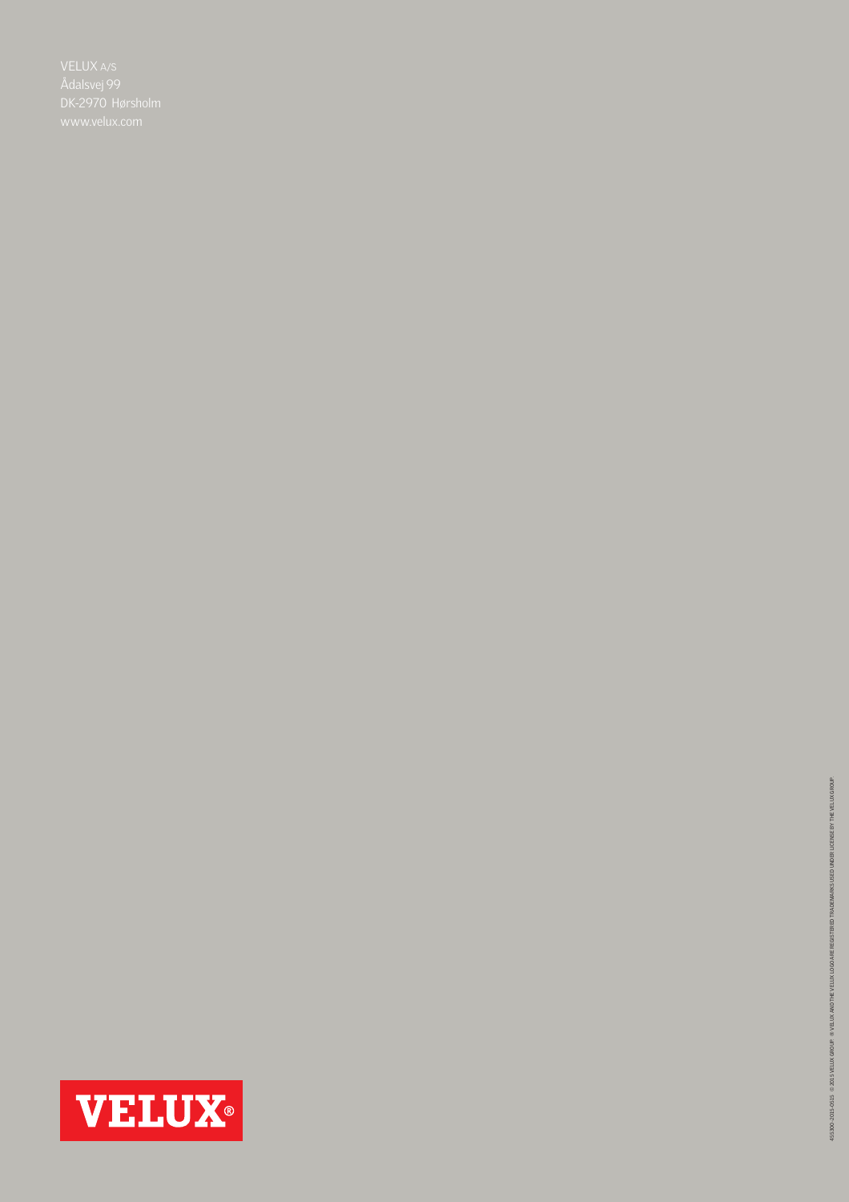VELUX A/S
Ådalsvej 99
DK-2970 Hørsholm
www.velux.com

VELUX®

455300-2015-0515 © 2015 VELUX GROUP ® VELUX AND THE VELUX LOGO ARE REGISTERED TRADEMARKS USED UNDER LICENCE BY THE VELUX GROUP